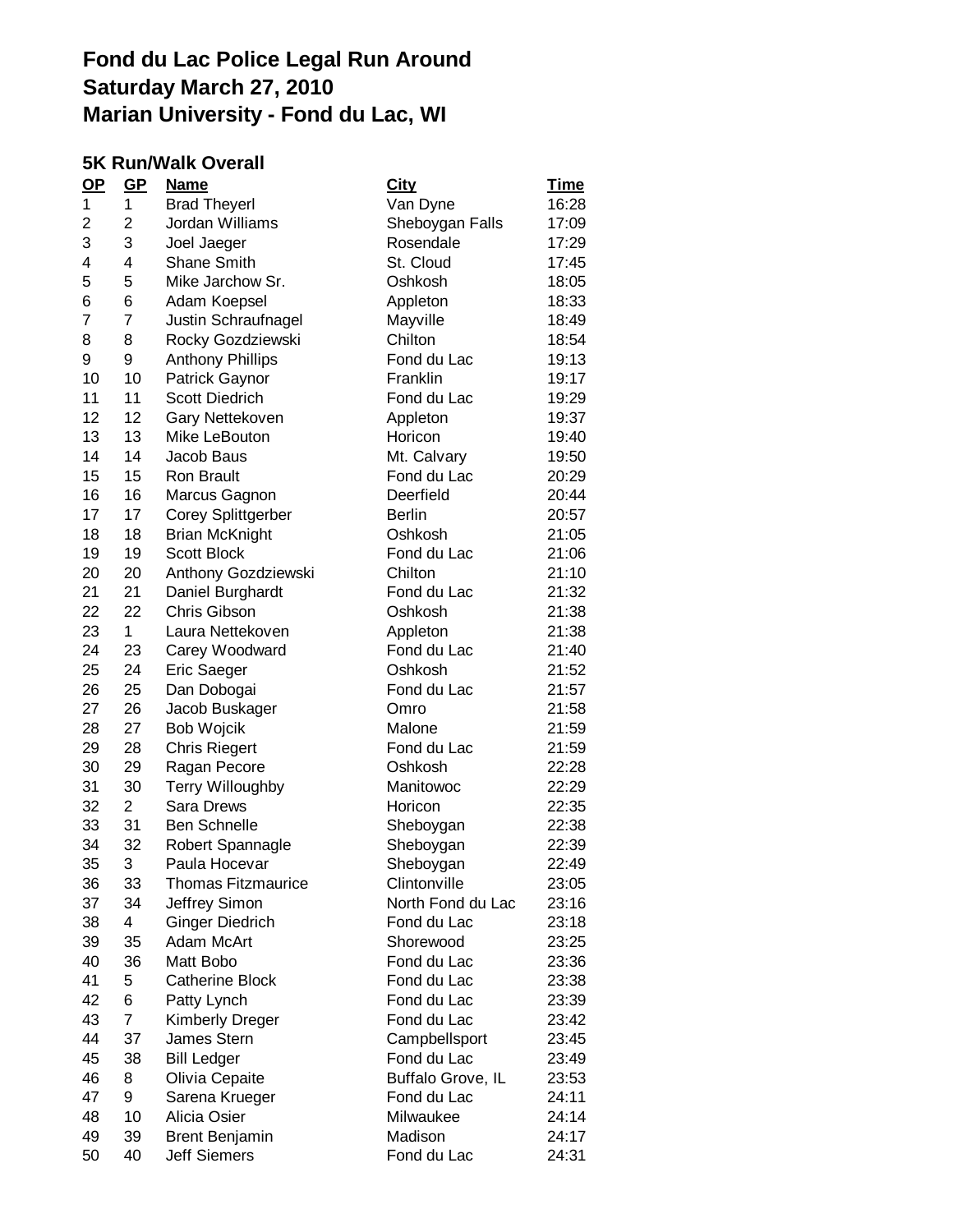# Fond du Lac Police Legal Run Around
# Saturday March 27, 2010
# Marian University - Fond du Lac, WI

## 5K Run/Walk Overall

| OP | GP | Name | City | Time |
|---|---|---|---|---|
| 1 | 1 | Brad Theyerl | Van Dyne | 16:28 |
| 2 | 2 | Jordan Williams | Sheboygan Falls | 17:09 |
| 3 | 3 | Joel Jaeger | Rosendale | 17:29 |
| 4 | 4 | Shane Smith | St. Cloud | 17:45 |
| 5 | 5 | Mike Jarchow Sr. | Oshkosh | 18:05 |
| 6 | 6 | Adam Koepsel | Appleton | 18:33 |
| 7 | 7 | Justin Schraufnagel | Mayville | 18:49 |
| 8 | 8 | Rocky Gozdziewski | Chilton | 18:54 |
| 9 | 9 | Anthony Phillips | Fond du Lac | 19:13 |
| 10 | 10 | Patrick Gaynor | Franklin | 19:17 |
| 11 | 11 | Scott Diedrich | Fond du Lac | 19:29 |
| 12 | 12 | Gary Nettekoven | Appleton | 19:37 |
| 13 | 13 | Mike LeBouton | Horicon | 19:40 |
| 14 | 14 | Jacob Baus | Mt. Calvary | 19:50 |
| 15 | 15 | Ron Brault | Fond du Lac | 20:29 |
| 16 | 16 | Marcus Gagnon | Deerfield | 20:44 |
| 17 | 17 | Corey Splittgerber | Berlin | 20:57 |
| 18 | 18 | Brian McKnight | Oshkosh | 21:05 |
| 19 | 19 | Scott Block | Fond du Lac | 21:06 |
| 20 | 20 | Anthony Gozdziewski | Chilton | 21:10 |
| 21 | 21 | Daniel Burghardt | Fond du Lac | 21:32 |
| 22 | 22 | Chris Gibson | Oshkosh | 21:38 |
| 23 | 1 | Laura Nettekoven | Appleton | 21:38 |
| 24 | 23 | Carey Woodward | Fond du Lac | 21:40 |
| 25 | 24 | Eric Saeger | Oshkosh | 21:52 |
| 26 | 25 | Dan Dobogai | Fond du Lac | 21:57 |
| 27 | 26 | Jacob Buskager | Omro | 21:58 |
| 28 | 27 | Bob Wojcik | Malone | 21:59 |
| 29 | 28 | Chris Riegert | Fond du Lac | 21:59 |
| 30 | 29 | Ragan Pecore | Oshkosh | 22:28 |
| 31 | 30 | Terry Willoughby | Manitowoc | 22:29 |
| 32 | 2 | Sara Drews | Horicon | 22:35 |
| 33 | 31 | Ben Schnelle | Sheboygan | 22:38 |
| 34 | 32 | Robert Spannagle | Sheboygan | 22:39 |
| 35 | 3 | Paula Hocevar | Sheboygan | 22:49 |
| 36 | 33 | Thomas Fitzmaurice | Clintonville | 23:05 |
| 37 | 34 | Jeffrey Simon | North Fond du Lac | 23:16 |
| 38 | 4 | Ginger Diedrich | Fond du Lac | 23:18 |
| 39 | 35 | Adam McArt | Shorewood | 23:25 |
| 40 | 36 | Matt Bobo | Fond du Lac | 23:36 |
| 41 | 5 | Catherine Block | Fond du Lac | 23:38 |
| 42 | 6 | Patty Lynch | Fond du Lac | 23:39 |
| 43 | 7 | Kimberly Dreger | Fond du Lac | 23:42 |
| 44 | 37 | James Stern | Campbellsport | 23:45 |
| 45 | 38 | Bill Ledger | Fond du Lac | 23:49 |
| 46 | 8 | Olivia Cepaite | Buffalo Grove, IL | 23:53 |
| 47 | 9 | Sarena Krueger | Fond du Lac | 24:11 |
| 48 | 10 | Alicia Osier | Milwaukee | 24:14 |
| 49 | 39 | Brent Benjamin | Madison | 24:17 |
| 50 | 40 | Jeff Siemers | Fond du Lac | 24:31 |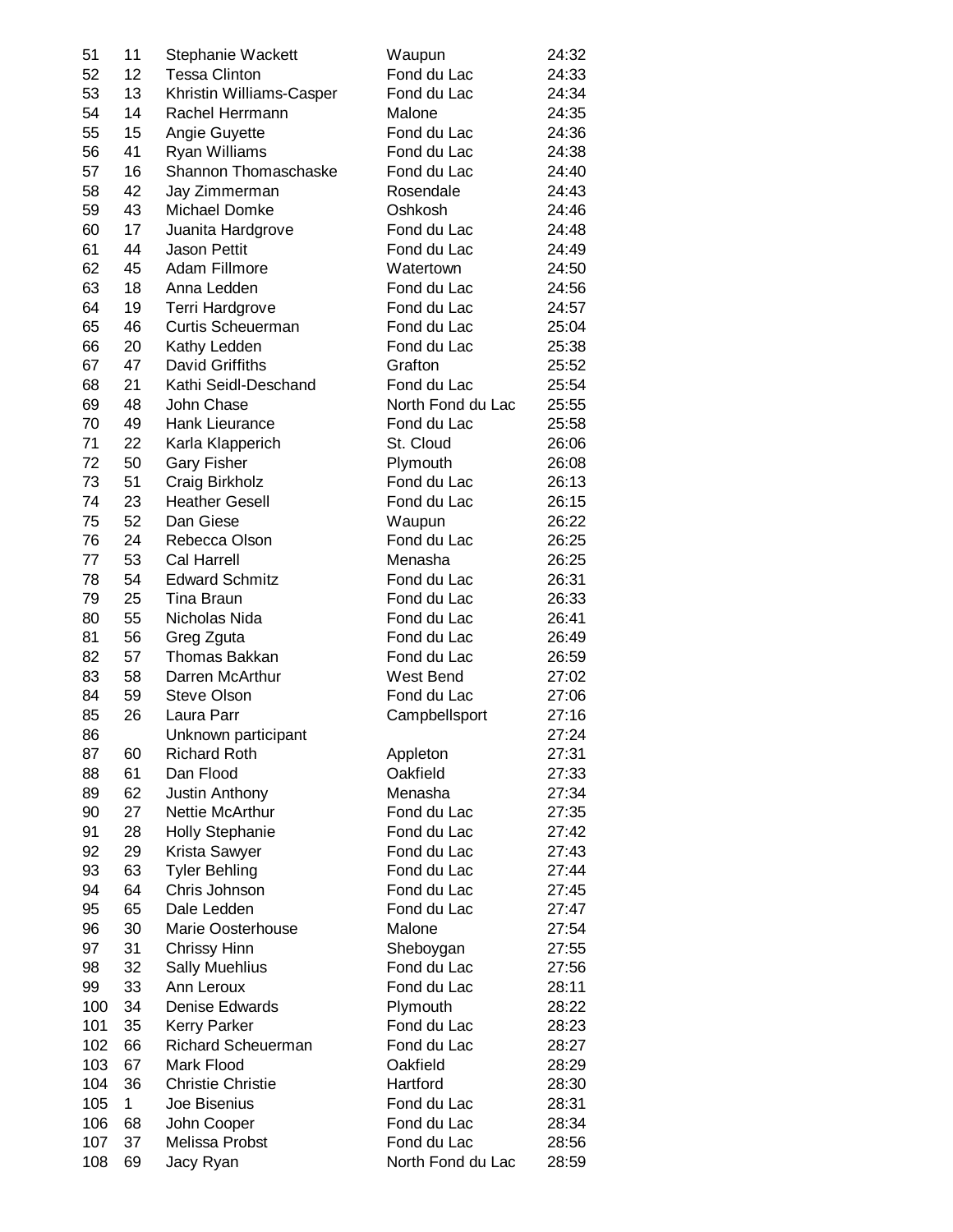| | | | | |
|---|---|---|---|---|
| 51 | 11 | Stephanie Wackett | Waupun | 24:32 |
| 52 | 12 | Tessa Clinton | Fond du Lac | 24:33 |
| 53 | 13 | Khristin Williams-Casper | Fond du Lac | 24:34 |
| 54 | 14 | Rachel Herrmann | Malone | 24:35 |
| 55 | 15 | Angie Guyette | Fond du Lac | 24:36 |
| 56 | 41 | Ryan Williams | Fond du Lac | 24:38 |
| 57 | 16 | Shannon Thomaschaske | Fond du Lac | 24:40 |
| 58 | 42 | Jay Zimmerman | Rosendale | 24:43 |
| 59 | 43 | Michael Domke | Oshkosh | 24:46 |
| 60 | 17 | Juanita Hardgrove | Fond du Lac | 24:48 |
| 61 | 44 | Jason Pettit | Fond du Lac | 24:49 |
| 62 | 45 | Adam Fillmore | Watertown | 24:50 |
| 63 | 18 | Anna Ledden | Fond du Lac | 24:56 |
| 64 | 19 | Terri Hardgrove | Fond du Lac | 24:57 |
| 65 | 46 | Curtis Scheuerman | Fond du Lac | 25:04 |
| 66 | 20 | Kathy Ledden | Fond du Lac | 25:38 |
| 67 | 47 | David Griffiths | Grafton | 25:52 |
| 68 | 21 | Kathi Seidl-Deschand | Fond du Lac | 25:54 |
| 69 | 48 | John Chase | North Fond du Lac | 25:55 |
| 70 | 49 | Hank Lieurance | Fond du Lac | 25:58 |
| 71 | 22 | Karla Klapperich | St. Cloud | 26:06 |
| 72 | 50 | Gary Fisher | Plymouth | 26:08 |
| 73 | 51 | Craig Birkholz | Fond du Lac | 26:13 |
| 74 | 23 | Heather Gesell | Fond du Lac | 26:15 |
| 75 | 52 | Dan Giese | Waupun | 26:22 |
| 76 | 24 | Rebecca Olson | Fond du Lac | 26:25 |
| 77 | 53 | Cal Harrell | Menasha | 26:25 |
| 78 | 54 | Edward Schmitz | Fond du Lac | 26:31 |
| 79 | 25 | Tina Braun | Fond du Lac | 26:33 |
| 80 | 55 | Nicholas Nida | Fond du Lac | 26:41 |
| 81 | 56 | Greg Zguta | Fond du Lac | 26:49 |
| 82 | 57 | Thomas Bakkan | Fond du Lac | 26:59 |
| 83 | 58 | Darren McArthur | West Bend | 27:02 |
| 84 | 59 | Steve Olson | Fond du Lac | 27:06 |
| 85 | 26 | Laura Parr | Campbellsport | 27:16 |
| 86 | | Unknown participant | | 27:24 |
| 87 | 60 | Richard Roth | Appleton | 27:31 |
| 88 | 61 | Dan Flood | Oakfield | 27:33 |
| 89 | 62 | Justin Anthony | Menasha | 27:34 |
| 90 | 27 | Nettie McArthur | Fond du Lac | 27:35 |
| 91 | 28 | Holly Stephanie | Fond du Lac | 27:42 |
| 92 | 29 | Krista Sawyer | Fond du Lac | 27:43 |
| 93 | 63 | Tyler Behling | Fond du Lac | 27:44 |
| 94 | 64 | Chris Johnson | Fond du Lac | 27:45 |
| 95 | 65 | Dale Ledden | Fond du Lac | 27:47 |
| 96 | 30 | Marie Oosterhouse | Malone | 27:54 |
| 97 | 31 | Chrissy Hinn | Sheboygan | 27:55 |
| 98 | 32 | Sally Muehlius | Fond du Lac | 27:56 |
| 99 | 33 | Ann Leroux | Fond du Lac | 28:11 |
| 100 | 34 | Denise Edwards | Plymouth | 28:22 |
| 101 | 35 | Kerry Parker | Fond du Lac | 28:23 |
| 102 | 66 | Richard Scheuerman | Fond du Lac | 28:27 |
| 103 | 67 | Mark Flood | Oakfield | 28:29 |
| 104 | 36 | Christie Christie | Hartford | 28:30 |
| 105 | 1 | Joe Bisenius | Fond du Lac | 28:31 |
| 106 | 68 | John Cooper | Fond du Lac | 28:34 |
| 107 | 37 | Melissa Probst | Fond du Lac | 28:56 |
| 108 | 69 | Jacy Ryan | North Fond du Lac | 28:59 |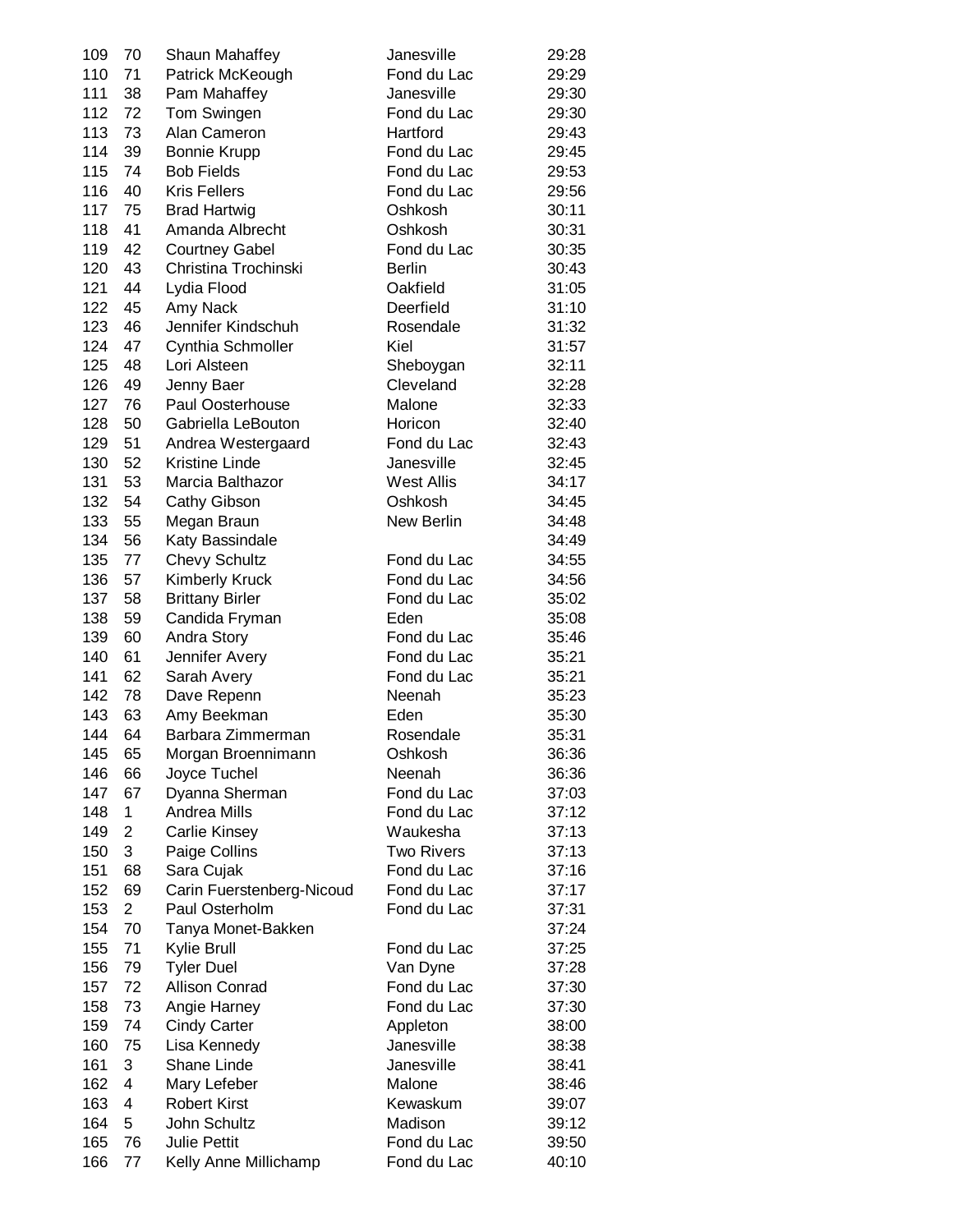| | | | | |
|---|---|---|---|---|
| 109 | 70 | Shaun Mahaffey | Janesville | 29:28 |
| 110 | 71 | Patrick McKeough | Fond du Lac | 29:29 |
| 111 | 38 | Pam Mahaffey | Janesville | 29:30 |
| 112 | 72 | Tom Swingen | Fond du Lac | 29:30 |
| 113 | 73 | Alan Cameron | Hartford | 29:43 |
| 114 | 39 | Bonnie Krupp | Fond du Lac | 29:45 |
| 115 | 74 | Bob Fields | Fond du Lac | 29:53 |
| 116 | 40 | Kris Fellers | Fond du Lac | 29:56 |
| 117 | 75 | Brad Hartwig | Oshkosh | 30:11 |
| 118 | 41 | Amanda Albrecht | Oshkosh | 30:31 |
| 119 | 42 | Courtney Gabel | Fond du Lac | 30:35 |
| 120 | 43 | Christina Trochinski | Berlin | 30:43 |
| 121 | 44 | Lydia Flood | Oakfield | 31:05 |
| 122 | 45 | Amy Nack | Deerfield | 31:10 |
| 123 | 46 | Jennifer Kindschuh | Rosendale | 31:32 |
| 124 | 47 | Cynthia Schmoller | Kiel | 31:57 |
| 125 | 48 | Lori Alsteen | Sheboygan | 32:11 |
| 126 | 49 | Jenny Baer | Cleveland | 32:28 |
| 127 | 76 | Paul Oosterhouse | Malone | 32:33 |
| 128 | 50 | Gabriella LeBouton | Horicon | 32:40 |
| 129 | 51 | Andrea Westergaard | Fond du Lac | 32:43 |
| 130 | 52 | Kristine Linde | Janesville | 32:45 |
| 131 | 53 | Marcia Balthazor | West Allis | 34:17 |
| 132 | 54 | Cathy Gibson | Oshkosh | 34:45 |
| 133 | 55 | Megan Braun | New Berlin | 34:48 |
| 134 | 56 | Katy Bassindale | | 34:49 |
| 135 | 77 | Chevy Schultz | Fond du Lac | 34:55 |
| 136 | 57 | Kimberly Kruck | Fond du Lac | 34:56 |
| 137 | 58 | Brittany Birler | Fond du Lac | 35:02 |
| 138 | 59 | Candida Fryman | Eden | 35:08 |
| 139 | 60 | Andra Story | Fond du Lac | 35:46 |
| 140 | 61 | Jennifer Avery | Fond du Lac | 35:21 |
| 141 | 62 | Sarah Avery | Fond du Lac | 35:21 |
| 142 | 78 | Dave Repenn | Neenah | 35:23 |
| 143 | 63 | Amy Beekman | Eden | 35:30 |
| 144 | 64 | Barbara Zimmerman | Rosendale | 35:31 |
| 145 | 65 | Morgan Broennimann | Oshkosh | 36:36 |
| 146 | 66 | Joyce Tuchel | Neenah | 36:36 |
| 147 | 67 | Dyanna Sherman | Fond du Lac | 37:03 |
| 148 | 1 | Andrea Mills | Fond du Lac | 37:12 |
| 149 | 2 | Carlie Kinsey | Waukesha | 37:13 |
| 150 | 3 | Paige Collins | Two Rivers | 37:13 |
| 151 | 68 | Sara Cujak | Fond du Lac | 37:16 |
| 152 | 69 | Carin Fuerstenberg-Nicoud | Fond du Lac | 37:17 |
| 153 | 2 | Paul Osterholm | Fond du Lac | 37:31 |
| 154 | 70 | Tanya Monet-Bakken | | 37:24 |
| 155 | 71 | Kylie Brull | Fond du Lac | 37:25 |
| 156 | 79 | Tyler Duel | Van Dyne | 37:28 |
| 157 | 72 | Allison Conrad | Fond du Lac | 37:30 |
| 158 | 73 | Angie Harney | Fond du Lac | 37:30 |
| 159 | 74 | Cindy Carter | Appleton | 38:00 |
| 160 | 75 | Lisa Kennedy | Janesville | 38:38 |
| 161 | 3 | Shane Linde | Janesville | 38:41 |
| 162 | 4 | Mary Lefeber | Malone | 38:46 |
| 163 | 4 | Robert Kirst | Kewaskum | 39:07 |
| 164 | 5 | John Schultz | Madison | 39:12 |
| 165 | 76 | Julie Pettit | Fond du Lac | 39:50 |
| 166 | 77 | Kelly Anne Millichamp | Fond du Lac | 40:10 |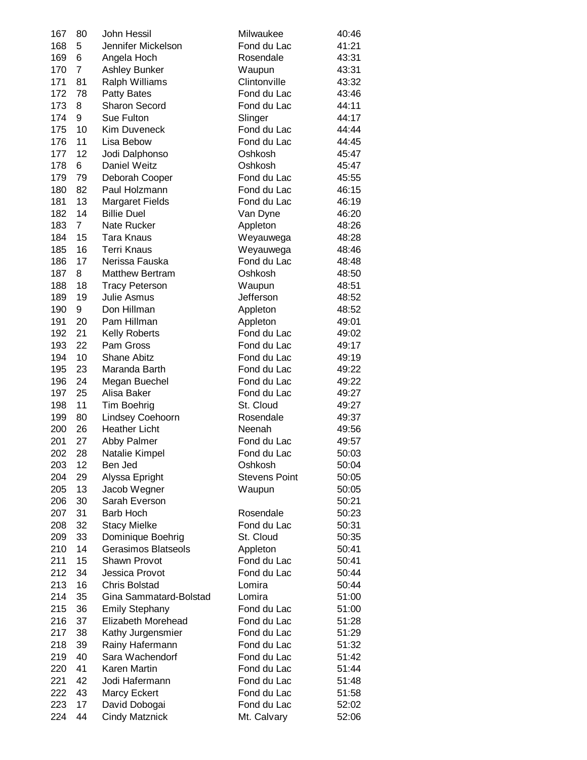| | | | | |
|---|---|---|---|---|
| 167 | 80 | John Hessil | Milwaukee | 40:46 |
| 168 | 5 | Jennifer Mickelson | Fond du Lac | 41:21 |
| 169 | 6 | Angela Hoch | Rosendale | 43:31 |
| 170 | 7 | Ashley Bunker | Waupun | 43:31 |
| 171 | 81 | Ralph Williams | Clintonville | 43:32 |
| 172 | 78 | Patty Bates | Fond du Lac | 43:46 |
| 173 | 8 | Sharon Secord | Fond du Lac | 44:11 |
| 174 | 9 | Sue Fulton | Slinger | 44:17 |
| 175 | 10 | Kim Duveneck | Fond du Lac | 44:44 |
| 176 | 11 | Lisa Bebow | Fond du Lac | 44:45 |
| 177 | 12 | Jodi Dalphonso | Oshkosh | 45:47 |
| 178 | 6 | Daniel Weitz | Oshkosh | 45:47 |
| 179 | 79 | Deborah Cooper | Fond du Lac | 45:55 |
| 180 | 82 | Paul Holzmann | Fond du Lac | 46:15 |
| 181 | 13 | Margaret Fields | Fond du Lac | 46:19 |
| 182 | 14 | Billie Duel | Van Dyne | 46:20 |
| 183 | 7 | Nate Rucker | Appleton | 48:26 |
| 184 | 15 | Tara Knaus | Weyauwega | 48:28 |
| 185 | 16 | Terri Knaus | Weyauwega | 48:46 |
| 186 | 17 | Nerissa Fauska | Fond du Lac | 48:48 |
| 187 | 8 | Matthew Bertram | Oshkosh | 48:50 |
| 188 | 18 | Tracy Peterson | Waupun | 48:51 |
| 189 | 19 | Julie Asmus | Jefferson | 48:52 |
| 190 | 9 | Don Hillman | Appleton | 48:52 |
| 191 | 20 | Pam Hillman | Appleton | 49:01 |
| 192 | 21 | Kelly Roberts | Fond du Lac | 49:02 |
| 193 | 22 | Pam Gross | Fond du Lac | 49:17 |
| 194 | 10 | Shane Abitz | Fond du Lac | 49:19 |
| 195 | 23 | Maranda Barth | Fond du Lac | 49:22 |
| 196 | 24 | Megan Buechel | Fond du Lac | 49:22 |
| 197 | 25 | Alisa Baker | Fond du Lac | 49:27 |
| 198 | 11 | Tim Boehrig | St. Cloud | 49:27 |
| 199 | 80 | Lindsey Coehoorn | Rosendale | 49:37 |
| 200 | 26 | Heather Licht | Neenah | 49:56 |
| 201 | 27 | Abby Palmer | Fond du Lac | 49:57 |
| 202 | 28 | Natalie Kimpel | Fond du Lac | 50:03 |
| 203 | 12 | Ben Jed | Oshkosh | 50:04 |
| 204 | 29 | Alyssa Epright | Stevens Point | 50:05 |
| 205 | 13 | Jacob Wegner | Waupun | 50:05 |
| 206 | 30 | Sarah Everson | | 50:21 |
| 207 | 31 | Barb Hoch | Rosendale | 50:23 |
| 208 | 32 | Stacy Mielke | Fond du Lac | 50:31 |
| 209 | 33 | Dominique Boehrig | St. Cloud | 50:35 |
| 210 | 14 | Gerasimos Blatseols | Appleton | 50:41 |
| 211 | 15 | Shawn Provot | Fond du Lac | 50:41 |
| 212 | 34 | Jessica Provot | Fond du Lac | 50:44 |
| 213 | 16 | Chris Bolstad | Lomira | 50:44 |
| 214 | 35 | Gina Sammatard-Bolstad | Lomira | 51:00 |
| 215 | 36 | Emily Stephany | Fond du Lac | 51:00 |
| 216 | 37 | Elizabeth Morehead | Fond du Lac | 51:28 |
| 217 | 38 | Kathy Jurgensmier | Fond du Lac | 51:29 |
| 218 | 39 | Rainy Hafermann | Fond du Lac | 51:32 |
| 219 | 40 | Sara Wachendorf | Fond du Lac | 51:42 |
| 220 | 41 | Karen Martin | Fond du Lac | 51:44 |
| 221 | 42 | Jodi Hafermann | Fond du Lac | 51:48 |
| 222 | 43 | Marcy Eckert | Fond du Lac | 51:58 |
| 223 | 17 | David Dobogai | Fond du Lac | 52:02 |
| 224 | 44 | Cindy Matznick | Mt. Calvary | 52:06 |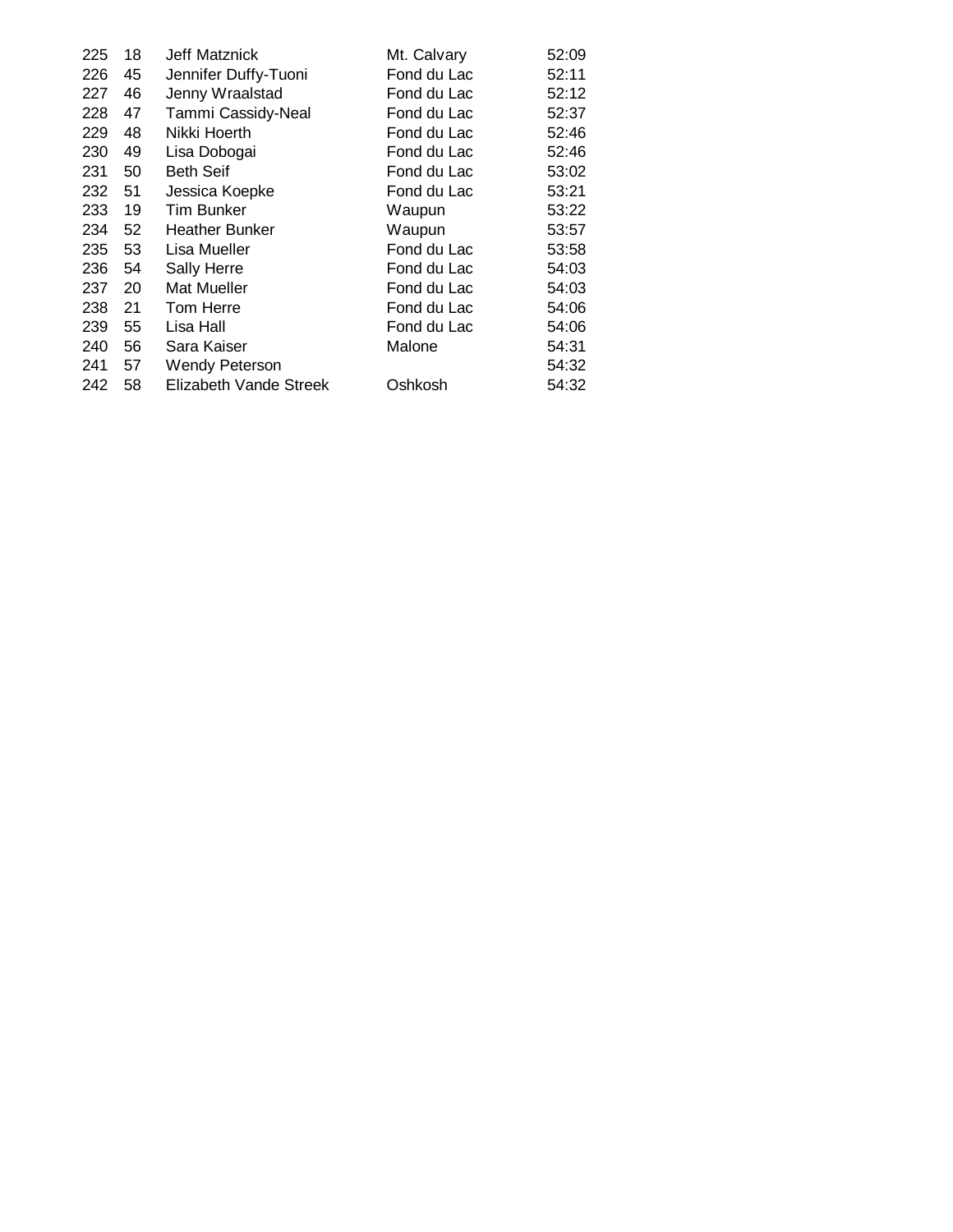| | | | | |
|---|---|---|---|---|
| 225 | 18 | Jeff Matznick | Mt. Calvary | 52:09 |
| 226 | 45 | Jennifer Duffy-Tuoni | Fond du Lac | 52:11 |
| 227 | 46 | Jenny Wraalstad | Fond du Lac | 52:12 |
| 228 | 47 | Tammi Cassidy-Neal | Fond du Lac | 52:37 |
| 229 | 48 | Nikki Hoerth | Fond du Lac | 52:46 |
| 230 | 49 | Lisa Dobogai | Fond du Lac | 52:46 |
| 231 | 50 | Beth Seif | Fond du Lac | 53:02 |
| 232 | 51 | Jessica Koepke | Fond du Lac | 53:21 |
| 233 | 19 | Tim Bunker | Waupun | 53:22 |
| 234 | 52 | Heather Bunker | Waupun | 53:57 |
| 235 | 53 | Lisa Mueller | Fond du Lac | 53:58 |
| 236 | 54 | Sally Herre | Fond du Lac | 54:03 |
| 237 | 20 | Mat Mueller | Fond du Lac | 54:03 |
| 238 | 21 | Tom Herre | Fond du Lac | 54:06 |
| 239 | 55 | Lisa Hall | Fond du Lac | 54:06 |
| 240 | 56 | Sara Kaiser | Malone | 54:31 |
| 241 | 57 | Wendy Peterson | | 54:32 |
| 242 | 58 | Elizabeth Vande Streek | Oshkosh | 54:32 |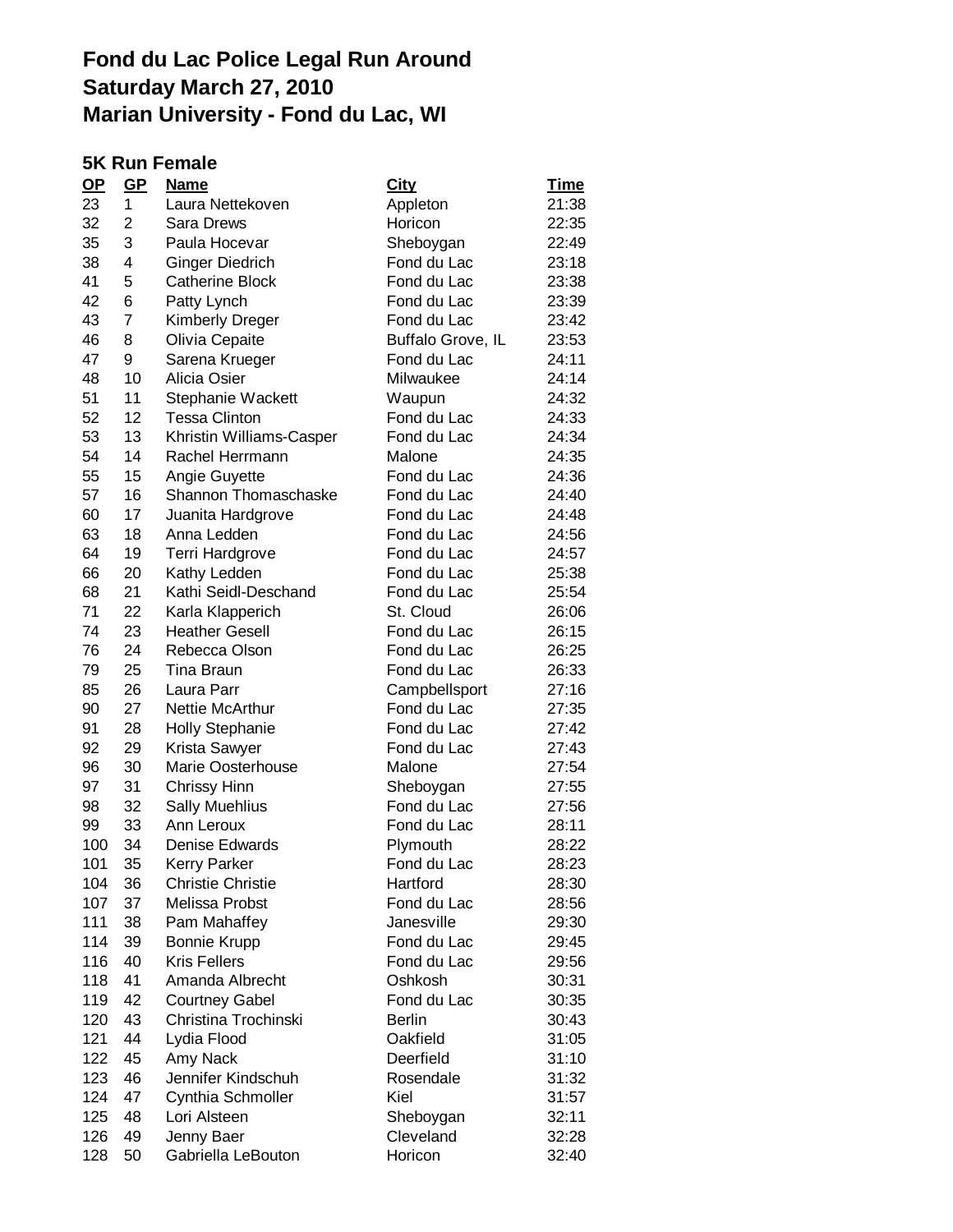# Fond du Lac Police Legal Run Around
# Saturday March 27, 2010
# Marian University - Fond du Lac, WI

### 5K Run Female

| OP | GP | Name | City | Time |
|---|---|---|---|---|
| 23 | 1 | Laura Nettekoven | Appleton | 21:38 |
| 32 | 2 | Sara Drews | Horicon | 22:35 |
| 35 | 3 | Paula Hocevar | Sheboygan | 22:49 |
| 38 | 4 | Ginger Diedrich | Fond du Lac | 23:18 |
| 41 | 5 | Catherine Block | Fond du Lac | 23:38 |
| 42 | 6 | Patty Lynch | Fond du Lac | 23:39 |
| 43 | 7 | Kimberly Dreger | Fond du Lac | 23:42 |
| 46 | 8 | Olivia Cepaite | Buffalo Grove, IL | 23:53 |
| 47 | 9 | Sarena Krueger | Fond du Lac | 24:11 |
| 48 | 10 | Alicia Osier | Milwaukee | 24:14 |
| 51 | 11 | Stephanie Wackett | Waupun | 24:32 |
| 52 | 12 | Tessa Clinton | Fond du Lac | 24:33 |
| 53 | 13 | Khristin Williams-Casper | Fond du Lac | 24:34 |
| 54 | 14 | Rachel Herrmann | Malone | 24:35 |
| 55 | 15 | Angie Guyette | Fond du Lac | 24:36 |
| 57 | 16 | Shannon Thomaschaske | Fond du Lac | 24:40 |
| 60 | 17 | Juanita Hardgrove | Fond du Lac | 24:48 |
| 63 | 18 | Anna Ledden | Fond du Lac | 24:56 |
| 64 | 19 | Terri Hardgrove | Fond du Lac | 24:57 |
| 66 | 20 | Kathy Ledden | Fond du Lac | 25:38 |
| 68 | 21 | Kathi Seidl-Deschand | Fond du Lac | 25:54 |
| 71 | 22 | Karla Klapperich | St. Cloud | 26:06 |
| 74 | 23 | Heather Gesell | Fond du Lac | 26:15 |
| 76 | 24 | Rebecca Olson | Fond du Lac | 26:25 |
| 79 | 25 | Tina Braun | Fond du Lac | 26:33 |
| 85 | 26 | Laura Parr | Campbellsport | 27:16 |
| 90 | 27 | Nettie McArthur | Fond du Lac | 27:35 |
| 91 | 28 | Holly Stephanie | Fond du Lac | 27:42 |
| 92 | 29 | Krista Sawyer | Fond du Lac | 27:43 |
| 96 | 30 | Marie Oosterhouse | Malone | 27:54 |
| 97 | 31 | Chrissy Hinn | Sheboygan | 27:55 |
| 98 | 32 | Sally Muehlius | Fond du Lac | 27:56 |
| 99 | 33 | Ann Leroux | Fond du Lac | 28:11 |
| 100 | 34 | Denise Edwards | Plymouth | 28:22 |
| 101 | 35 | Kerry Parker | Fond du Lac | 28:23 |
| 104 | 36 | Christie Christie | Hartford | 28:30 |
| 107 | 37 | Melissa Probst | Fond du Lac | 28:56 |
| 111 | 38 | Pam Mahaffey | Janesville | 29:30 |
| 114 | 39 | Bonnie Krupp | Fond du Lac | 29:45 |
| 116 | 40 | Kris Fellers | Fond du Lac | 29:56 |
| 118 | 41 | Amanda Albrecht | Oshkosh | 30:31 |
| 119 | 42 | Courtney Gabel | Fond du Lac | 30:35 |
| 120 | 43 | Christina Trochinski | Berlin | 30:43 |
| 121 | 44 | Lydia Flood | Oakfield | 31:05 |
| 122 | 45 | Amy Nack | Deerfield | 31:10 |
| 123 | 46 | Jennifer Kindschuh | Rosendale | 31:32 |
| 124 | 47 | Cynthia Schmoller | Kiel | 31:57 |
| 125 | 48 | Lori Alsteen | Sheboygan | 32:11 |
| 126 | 49 | Jenny Baer | Cleveland | 32:28 |
| 128 | 50 | Gabriella LeBouton | Horicon | 32:40 |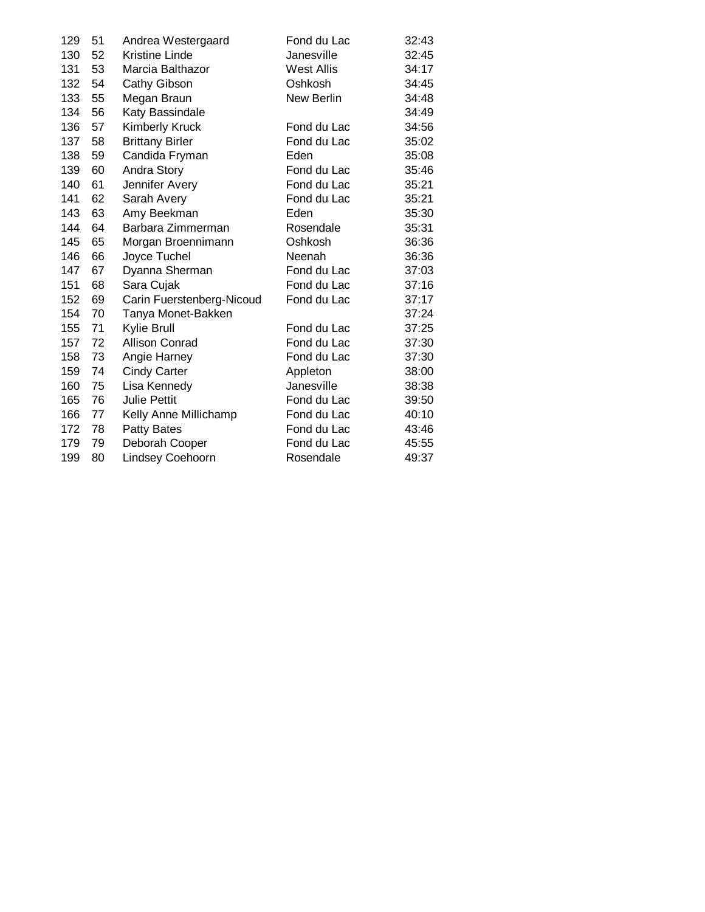| | | | | |
|---|---|---|---|---|
| 129 | 51 | Andrea Westergaard | Fond du Lac | 32:43 |
| 130 | 52 | Kristine Linde | Janesville | 32:45 |
| 131 | 53 | Marcia Balthazor | West Allis | 34:17 |
| 132 | 54 | Cathy Gibson | Oshkosh | 34:45 |
| 133 | 55 | Megan Braun | New Berlin | 34:48 |
| 134 | 56 | Katy Bassindale | | 34:49 |
| 136 | 57 | Kimberly Kruck | Fond du Lac | 34:56 |
| 137 | 58 | Brittany Birler | Fond du Lac | 35:02 |
| 138 | 59 | Candida Fryman | Eden | 35:08 |
| 139 | 60 | Andra Story | Fond du Lac | 35:46 |
| 140 | 61 | Jennifer Avery | Fond du Lac | 35:21 |
| 141 | 62 | Sarah Avery | Fond du Lac | 35:21 |
| 143 | 63 | Amy Beekman | Eden | 35:30 |
| 144 | 64 | Barbara Zimmerman | Rosendale | 35:31 |
| 145 | 65 | Morgan Broennimann | Oshkosh | 36:36 |
| 146 | 66 | Joyce Tuchel | Neenah | 36:36 |
| 147 | 67 | Dyanna Sherman | Fond du Lac | 37:03 |
| 151 | 68 | Sara Cujak | Fond du Lac | 37:16 |
| 152 | 69 | Carin Fuerstenberg-Nicoud | Fond du Lac | 37:17 |
| 154 | 70 | Tanya Monet-Bakken | | 37:24 |
| 155 | 71 | Kylie Brull | Fond du Lac | 37:25 |
| 157 | 72 | Allison Conrad | Fond du Lac | 37:30 |
| 158 | 73 | Angie Harney | Fond du Lac | 37:30 |
| 159 | 74 | Cindy Carter | Appleton | 38:00 |
| 160 | 75 | Lisa Kennedy | Janesville | 38:38 |
| 165 | 76 | Julie Pettit | Fond du Lac | 39:50 |
| 166 | 77 | Kelly Anne Millichamp | Fond du Lac | 40:10 |
| 172 | 78 | Patty Bates | Fond du Lac | 43:46 |
| 179 | 79 | Deborah Cooper | Fond du Lac | 45:55 |
| 199 | 80 | Lindsey Coehoorn | Rosendale | 49:37 |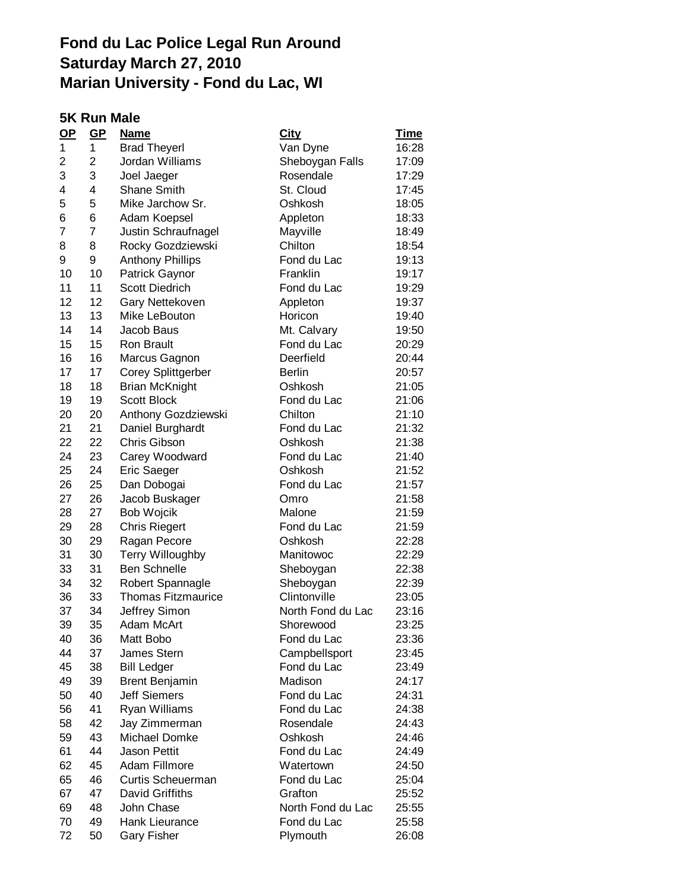# Fond du Lac Police Legal Run Around
# Saturday March 27, 2010
# Marian University - Fond du Lac, WI

### 5K Run Male

| OP | GP | Name | City | Time |
|---|---|---|---|---|
| 1 | 1 | Brad Theyerl | Van Dyne | 16:28 |
| 2 | 2 | Jordan Williams | Sheboygan Falls | 17:09 |
| 3 | 3 | Joel Jaeger | Rosendale | 17:29 |
| 4 | 4 | Shane Smith | St. Cloud | 17:45 |
| 5 | 5 | Mike Jarchow Sr. | Oshkosh | 18:05 |
| 6 | 6 | Adam Koepsel | Appleton | 18:33 |
| 7 | 7 | Justin Schraufnagel | Mayville | 18:49 |
| 8 | 8 | Rocky Gozdziewski | Chilton | 18:54 |
| 9 | 9 | Anthony Phillips | Fond du Lac | 19:13 |
| 10 | 10 | Patrick Gaynor | Franklin | 19:17 |
| 11 | 11 | Scott Diedrich | Fond du Lac | 19:29 |
| 12 | 12 | Gary Nettekoven | Appleton | 19:37 |
| 13 | 13 | Mike LeBouton | Horicon | 19:40 |
| 14 | 14 | Jacob Baus | Mt. Calvary | 19:50 |
| 15 | 15 | Ron Brault | Fond du Lac | 20:29 |
| 16 | 16 | Marcus Gagnon | Deerfield | 20:44 |
| 17 | 17 | Corey Splittgerber | Berlin | 20:57 |
| 18 | 18 | Brian McKnight | Oshkosh | 21:05 |
| 19 | 19 | Scott Block | Fond du Lac | 21:06 |
| 20 | 20 | Anthony Gozdziewski | Chilton | 21:10 |
| 21 | 21 | Daniel Burghardt | Fond du Lac | 21:32 |
| 22 | 22 | Chris Gibson | Oshkosh | 21:38 |
| 24 | 23 | Carey Woodward | Fond du Lac | 21:40 |
| 25 | 24 | Eric Saeger | Oshkosh | 21:52 |
| 26 | 25 | Dan Dobogai | Fond du Lac | 21:57 |
| 27 | 26 | Jacob Buskager | Omro | 21:58 |
| 28 | 27 | Bob Wojcik | Malone | 21:59 |
| 29 | 28 | Chris Riegert | Fond du Lac | 21:59 |
| 30 | 29 | Ragan Pecore | Oshkosh | 22:28 |
| 31 | 30 | Terry Willoughby | Manitowoc | 22:29 |
| 33 | 31 | Ben Schnelle | Sheboygan | 22:38 |
| 34 | 32 | Robert Spannagle | Sheboygan | 22:39 |
| 36 | 33 | Thomas Fitzmaurice | Clintonville | 23:05 |
| 37 | 34 | Jeffrey Simon | North Fond du Lac | 23:16 |
| 39 | 35 | Adam McArt | Shorewood | 23:25 |
| 40 | 36 | Matt Bobo | Fond du Lac | 23:36 |
| 44 | 37 | James Stern | Campbellsport | 23:45 |
| 45 | 38 | Bill Ledger | Fond du Lac | 23:49 |
| 49 | 39 | Brent Benjamin | Madison | 24:17 |
| 50 | 40 | Jeff Siemers | Fond du Lac | 24:31 |
| 56 | 41 | Ryan Williams | Fond du Lac | 24:38 |
| 58 | 42 | Jay Zimmerman | Rosendale | 24:43 |
| 59 | 43 | Michael Domke | Oshkosh | 24:46 |
| 61 | 44 | Jason Pettit | Fond du Lac | 24:49 |
| 62 | 45 | Adam Fillmore | Watertown | 24:50 |
| 65 | 46 | Curtis Scheuerman | Fond du Lac | 25:04 |
| 67 | 47 | David Griffiths | Grafton | 25:52 |
| 69 | 48 | John Chase | North Fond du Lac | 25:55 |
| 70 | 49 | Hank Lieurance | Fond du Lac | 25:58 |
| 72 | 50 | Gary Fisher | Plymouth | 26:08 |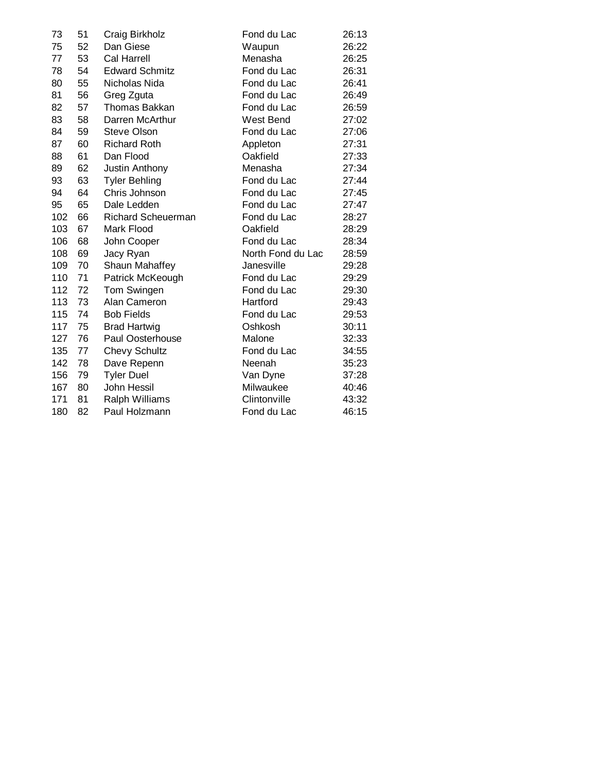| | | | | |
|---|---|---|---|---|
| 73 | 51 | Craig Birkholz | Fond du Lac | 26:13 |
| 75 | 52 | Dan Giese | Waupun | 26:22 |
| 77 | 53 | Cal Harrell | Menasha | 26:25 |
| 78 | 54 | Edward Schmitz | Fond du Lac | 26:31 |
| 80 | 55 | Nicholas Nida | Fond du Lac | 26:41 |
| 81 | 56 | Greg Zguta | Fond du Lac | 26:49 |
| 82 | 57 | Thomas Bakkan | Fond du Lac | 26:59 |
| 83 | 58 | Darren McArthur | West Bend | 27:02 |
| 84 | 59 | Steve Olson | Fond du Lac | 27:06 |
| 87 | 60 | Richard Roth | Appleton | 27:31 |
| 88 | 61 | Dan Flood | Oakfield | 27:33 |
| 89 | 62 | Justin Anthony | Menasha | 27:34 |
| 93 | 63 | Tyler Behling | Fond du Lac | 27:44 |
| 94 | 64 | Chris Johnson | Fond du Lac | 27:45 |
| 95 | 65 | Dale Ledden | Fond du Lac | 27:47 |
| 102 | 66 | Richard Scheuerman | Fond du Lac | 28:27 |
| 103 | 67 | Mark Flood | Oakfield | 28:29 |
| 106 | 68 | John Cooper | Fond du Lac | 28:34 |
| 108 | 69 | Jacy Ryan | North Fond du Lac | 28:59 |
| 109 | 70 | Shaun Mahaffey | Janesville | 29:28 |
| 110 | 71 | Patrick McKeough | Fond du Lac | 29:29 |
| 112 | 72 | Tom Swingen | Fond du Lac | 29:30 |
| 113 | 73 | Alan Cameron | Hartford | 29:43 |
| 115 | 74 | Bob Fields | Fond du Lac | 29:53 |
| 117 | 75 | Brad Hartwig | Oshkosh | 30:11 |
| 127 | 76 | Paul Oosterhouse | Malone | 32:33 |
| 135 | 77 | Chevy Schultz | Fond du Lac | 34:55 |
| 142 | 78 | Dave Repenn | Neenah | 35:23 |
| 156 | 79 | Tyler Duel | Van Dyne | 37:28 |
| 167 | 80 | John Hessil | Milwaukee | 40:46 |
| 171 | 81 | Ralph Williams | Clintonville | 43:32 |
| 180 | 82 | Paul Holzmann | Fond du Lac | 46:15 |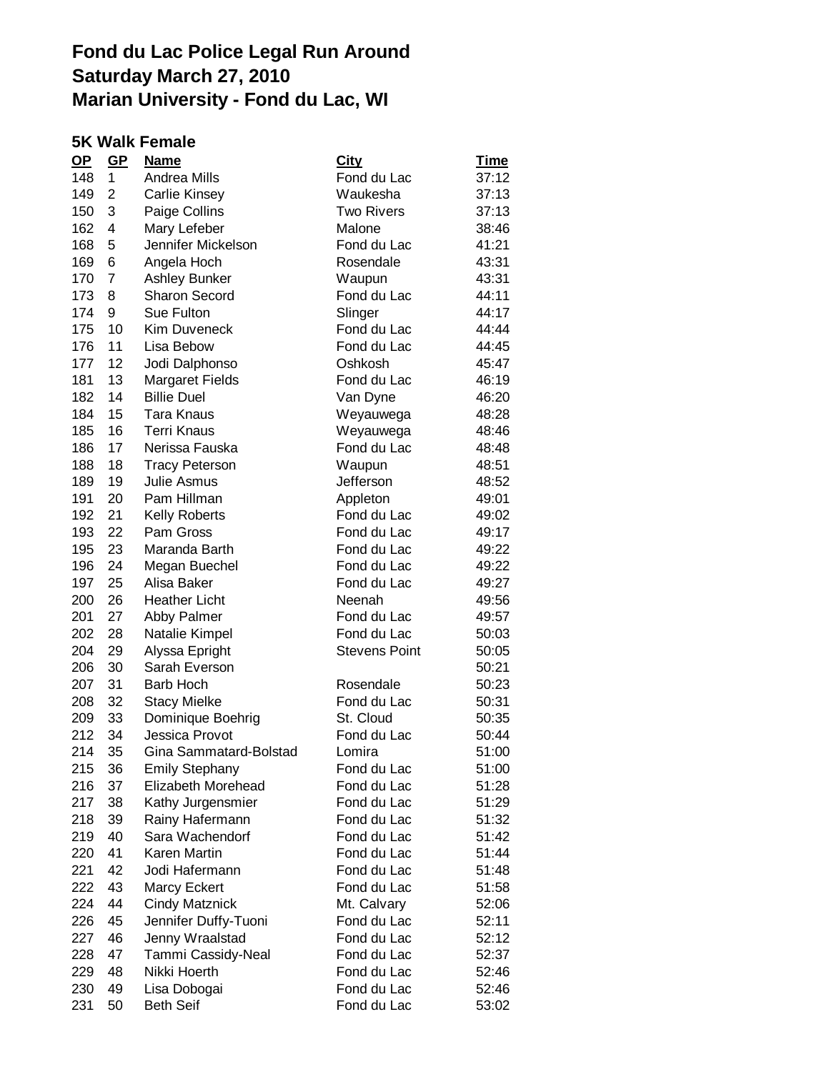# Fond du Lac Police Legal Run Around
# Saturday March 27, 2010
# Marian University - Fond du Lac, WI

## 5K Walk Female

| OP | GP | Name | City | Time |
|---|---|---|---|---|
| 148 | 1 | Andrea Mills | Fond du Lac | 37:12 |
| 149 | 2 | Carlie Kinsey | Waukesha | 37:13 |
| 150 | 3 | Paige Collins | Two Rivers | 37:13 |
| 162 | 4 | Mary Lefeber | Malone | 38:46 |
| 168 | 5 | Jennifer Mickelson | Fond du Lac | 41:21 |
| 169 | 6 | Angela Hoch | Rosendale | 43:31 |
| 170 | 7 | Ashley Bunker | Waupun | 43:31 |
| 173 | 8 | Sharon Secord | Fond du Lac | 44:11 |
| 174 | 9 | Sue Fulton | Slinger | 44:17 |
| 175 | 10 | Kim Duveneck | Fond du Lac | 44:44 |
| 176 | 11 | Lisa Bebow | Fond du Lac | 44:45 |
| 177 | 12 | Jodi Dalphonso | Oshkosh | 45:47 |
| 181 | 13 | Margaret Fields | Fond du Lac | 46:19 |
| 182 | 14 | Billie Duel | Van Dyne | 46:20 |
| 184 | 15 | Tara Knaus | Weyauwega | 48:28 |
| 185 | 16 | Terri Knaus | Weyauwega | 48:46 |
| 186 | 17 | Nerissa Fauska | Fond du Lac | 48:48 |
| 188 | 18 | Tracy Peterson | Waupun | 48:51 |
| 189 | 19 | Julie Asmus | Jefferson | 48:52 |
| 191 | 20 | Pam Hillman | Appleton | 49:01 |
| 192 | 21 | Kelly Roberts | Fond du Lac | 49:02 |
| 193 | 22 | Pam Gross | Fond du Lac | 49:17 |
| 195 | 23 | Maranda Barth | Fond du Lac | 49:22 |
| 196 | 24 | Megan Buechel | Fond du Lac | 49:22 |
| 197 | 25 | Alisa Baker | Fond du Lac | 49:27 |
| 200 | 26 | Heather Licht | Neenah | 49:56 |
| 201 | 27 | Abby Palmer | Fond du Lac | 49:57 |
| 202 | 28 | Natalie Kimpel | Fond du Lac | 50:03 |
| 204 | 29 | Alyssa Epright | Stevens Point | 50:05 |
| 206 | 30 | Sarah Everson | | 50:21 |
| 207 | 31 | Barb Hoch | Rosendale | 50:23 |
| 208 | 32 | Stacy Mielke | Fond du Lac | 50:31 |
| 209 | 33 | Dominique Boehrig | St. Cloud | 50:35 |
| 212 | 34 | Jessica Provot | Fond du Lac | 50:44 |
| 214 | 35 | Gina Sammatard-Bolstad | Lomira | 51:00 |
| 215 | 36 | Emily Stephany | Fond du Lac | 51:00 |
| 216 | 37 | Elizabeth Morehead | Fond du Lac | 51:28 |
| 217 | 38 | Kathy Jurgensmier | Fond du Lac | 51:29 |
| 218 | 39 | Rainy Hafermann | Fond du Lac | 51:32 |
| 219 | 40 | Sara Wachendorf | Fond du Lac | 51:42 |
| 220 | 41 | Karen Martin | Fond du Lac | 51:44 |
| 221 | 42 | Jodi Hafermann | Fond du Lac | 51:48 |
| 222 | 43 | Marcy Eckert | Fond du Lac | 51:58 |
| 224 | 44 | Cindy Matznick | Mt. Calvary | 52:06 |
| 226 | 45 | Jennifer Duffy-Tuoni | Fond du Lac | 52:11 |
| 227 | 46 | Jenny Wraalstad | Fond du Lac | 52:12 |
| 228 | 47 | Tammi Cassidy-Neal | Fond du Lac | 52:37 |
| 229 | 48 | Nikki Hoerth | Fond du Lac | 52:46 |
| 230 | 49 | Lisa Dobogai | Fond du Lac | 52:46 |
| 231 | 50 | Beth Seif | Fond du Lac | 53:02 |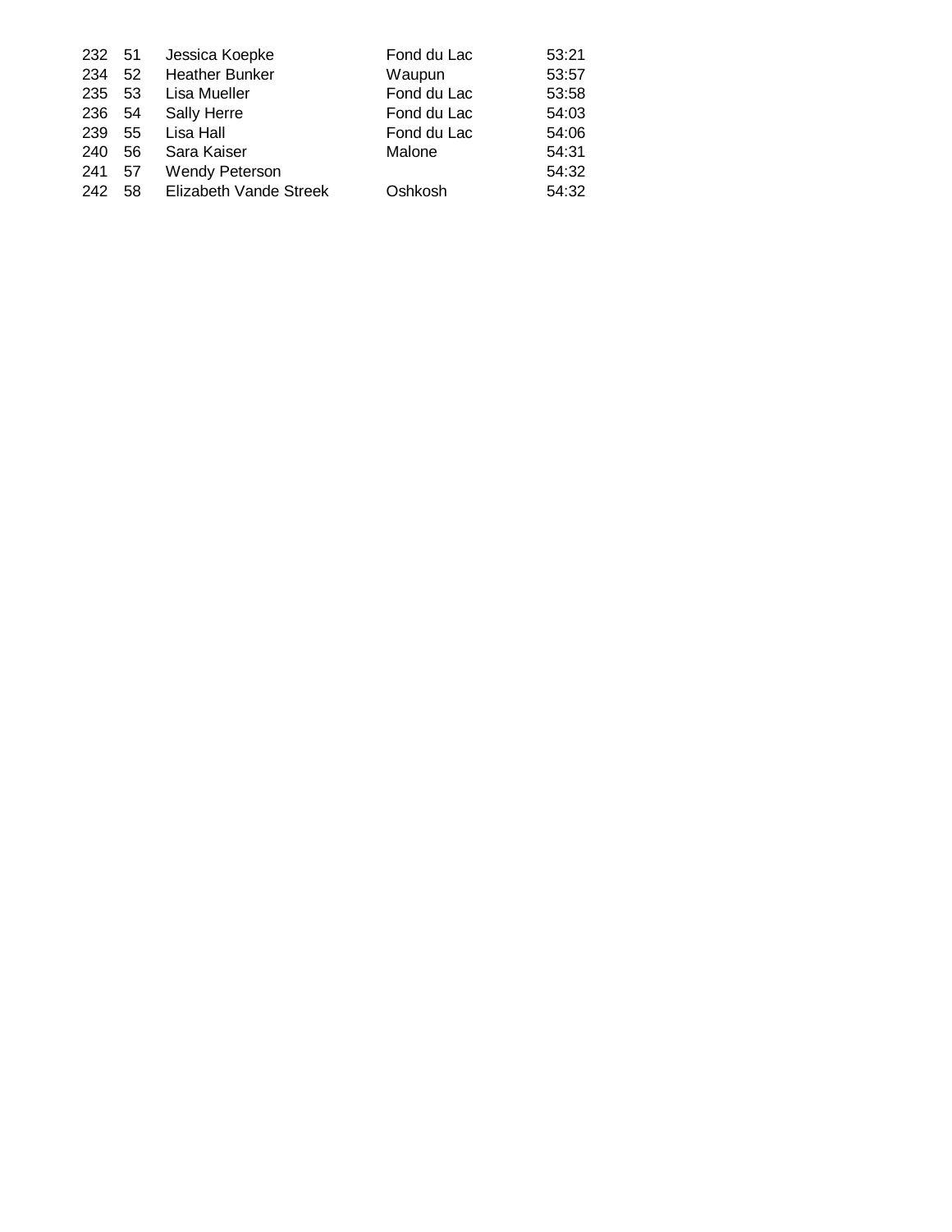| | | | | |
|---|---|---|---|---|
| 232 | 51 | Jessica Koepke | Fond du Lac | 53:21 |
| 234 | 52 | Heather Bunker | Waupun | 53:57 |
| 235 | 53 | Lisa Mueller | Fond du Lac | 53:58 |
| 236 | 54 | Sally Herre | Fond du Lac | 54:03 |
| 239 | 55 | Lisa Hall | Fond du Lac | 54:06 |
| 240 | 56 | Sara Kaiser | Malone | 54:31 |
| 241 | 57 | Wendy Peterson | | 54:32 |
| 242 | 58 | Elizabeth Vande Streek | Oshkosh | 54:32 |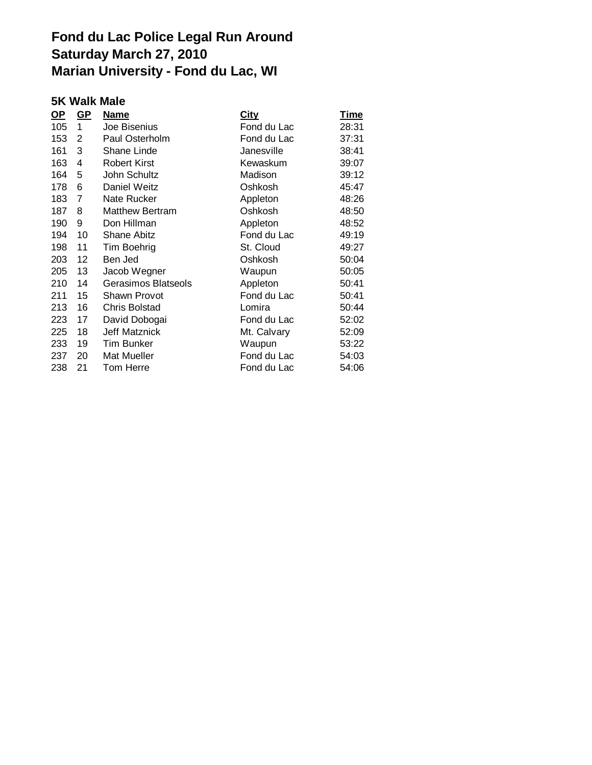# Fond du Lac Police Legal Run Around
# Saturday March 27, 2010
# Marian University - Fond du Lac, WI

## 5K Walk Male

| OP | GP | Name | City | Time |
|---|---|---|---|---|
| 105 | 1 | Joe Bisenius | Fond du Lac | 28:31 |
| 153 | 2 | Paul Osterholm | Fond du Lac | 37:31 |
| 161 | 3 | Shane Linde | Janesville | 38:41 |
| 163 | 4 | Robert Kirst | Kewaskum | 39:07 |
| 164 | 5 | John Schultz | Madison | 39:12 |
| 178 | 6 | Daniel Weitz | Oshkosh | 45:47 |
| 183 | 7 | Nate Rucker | Appleton | 48:26 |
| 187 | 8 | Matthew Bertram | Oshkosh | 48:50 |
| 190 | 9 | Don Hillman | Appleton | 48:52 |
| 194 | 10 | Shane Abitz | Fond du Lac | 49:19 |
| 198 | 11 | Tim Boehrig | St. Cloud | 49:27 |
| 203 | 12 | Ben Jed | Oshkosh | 50:04 |
| 205 | 13 | Jacob Wegner | Waupun | 50:05 |
| 210 | 14 | Gerasimos Blatseols | Appleton | 50:41 |
| 211 | 15 | Shawn Provot | Fond du Lac | 50:41 |
| 213 | 16 | Chris Bolstad | Lomira | 50:44 |
| 223 | 17 | David Dobogai | Fond du Lac | 52:02 |
| 225 | 18 | Jeff Matznick | Mt. Calvary | 52:09 |
| 233 | 19 | Tim Bunker | Waupun | 53:22 |
| 237 | 20 | Mat Mueller | Fond du Lac | 54:03 |
| 238 | 21 | Tom Herre | Fond du Lac | 54:06 |